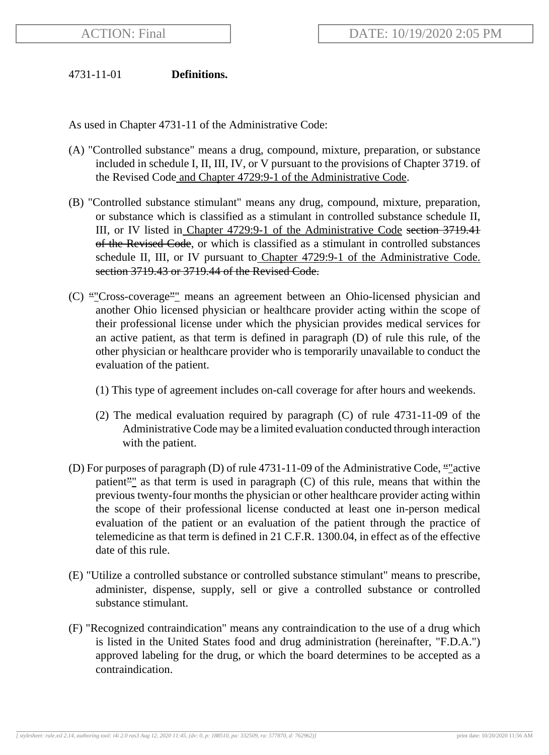ACTION: Final

DATE: 10/19/2020 2:05 PM

4731-11-01 **Definitions.**

As used in Chapter 4731-11 of the Administrative Code:

(A) "Controlled substance" means a drug, compound, mixture, preparation, or substance included in schedule I, II, III, IV, or V pursuant to the provisions of Chapter 3719. of the Revised Code and Chapter 4729:9-1 of the Administrative Code.

(B) "Controlled substance stimulant" means any drug, compound, mixture, preparation, or substance which is classified as a stimulant in controlled substance schedule II, III, or IV listed in Chapter 4729:9-1 of the Administrative Code ~~section 3719.41 of the Revised Code~~, or which is classified as a stimulant in controlled substances schedule II, III, or IV pursuant to Chapter 4729:9-1 of the Administrative Code. ~~section 3719.43 or 3719.44 of the Revised Code.~~

(C) ~~"~~"Cross-coverage~~"~~" means an agreement between an Ohio-licensed physician and another Ohio licensed physician or healthcare provider acting within the scope of their professional license under which the physician provides medical services for an active patient, as that term is defined in paragraph (D) of rule this rule, of the other physician or healthcare provider who is temporarily unavailable to conduct the evaluation of the patient.

(1) This type of agreement includes on-call coverage for after hours and weekends.

(2) The medical evaluation required by paragraph (C) of rule 4731-11-09 of the Administrative Code may be a limited evaluation conducted through interaction with the patient.

(D) For purposes of paragraph (D) of rule 4731-11-09 of the Administrative Code, ~~"~~"active patient~~"~~" as that term is used in paragraph (C) of this rule, means that within the previous twenty-four months the physician or other healthcare provider acting within the scope of their professional license conducted at least one in-person medical evaluation of the patient or an evaluation of the patient through the practice of telemedicine as that term is defined in 21 C.F.R. 1300.04, in effect as of the effective date of this rule.

(E) "Utilize a controlled substance or controlled substance stimulant" means to prescribe, administer, dispense, supply, sell or give a controlled substance or controlled substance stimulant.

(F) "Recognized contraindication" means any contraindication to the use of a drug which is listed in the United States food and drug administration (hereinafter, "F.D.A.") approved labeling for the drug, or which the board determines to be accepted as a contraindication.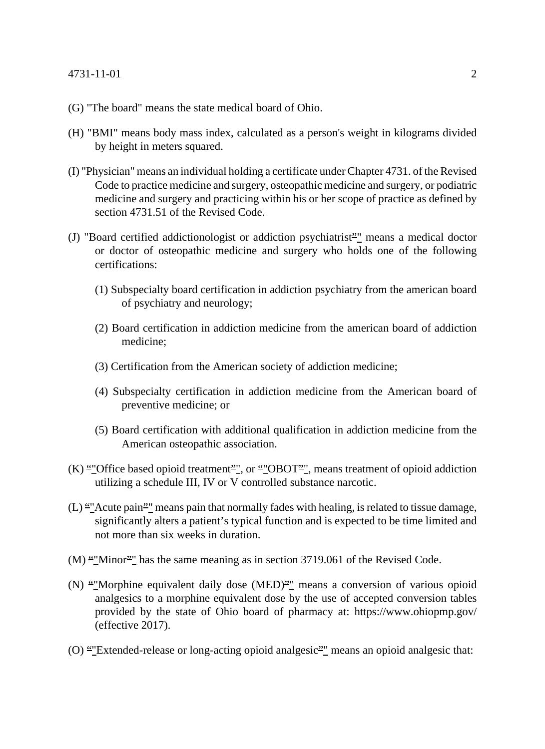(G) "The board" means the state medical board of Ohio.

(H) "BMI" means body mass index, calculated as a person's weight in kilograms divided by height in meters squared.

(I) "Physician" means an individual holding a certificate under Chapter 4731. of the Revised Code to practice medicine and surgery, osteopathic medicine and surgery, or podiatric medicine and surgery and practicing within his or her scope of practice as defined by section 4731.51 of the Revised Code.

(J) "Board certified addictionologist or addiction psychiatrist" means a medical doctor or doctor of osteopathic medicine and surgery who holds one of the following certifications:

(1) Subspecialty board certification in addiction psychiatry from the american board of psychiatry and neurology;

(2) Board certification in addiction medicine from the american board of addiction medicine;

(3) Certification from the American society of addiction medicine;

(4) Subspecialty certification in addiction medicine from the American board of preventive medicine; or

(5) Board certification with additional qualification in addiction medicine from the American osteopathic association.

(K) "Office based opioid treatment", or "OBOT", means treatment of opioid addiction utilizing a schedule III, IV or V controlled substance narcotic.

(L) "Acute pain" means pain that normally fades with healing, is related to tissue damage, significantly alters a patient's typical function and is expected to be time limited and not more than six weeks in duration.

(M) "Minor" has the same meaning as in section 3719.061 of the Revised Code.

(N) "Morphine equivalent daily dose (MED)" means a conversion of various opioid analgesics to a morphine equivalent dose by the use of accepted conversion tables provided by the state of Ohio board of pharmacy at: https://www.ohiopmp.gov/ (effective 2017).

(O) "Extended-release or long-acting opioid analgesic" means an opioid analgesic that: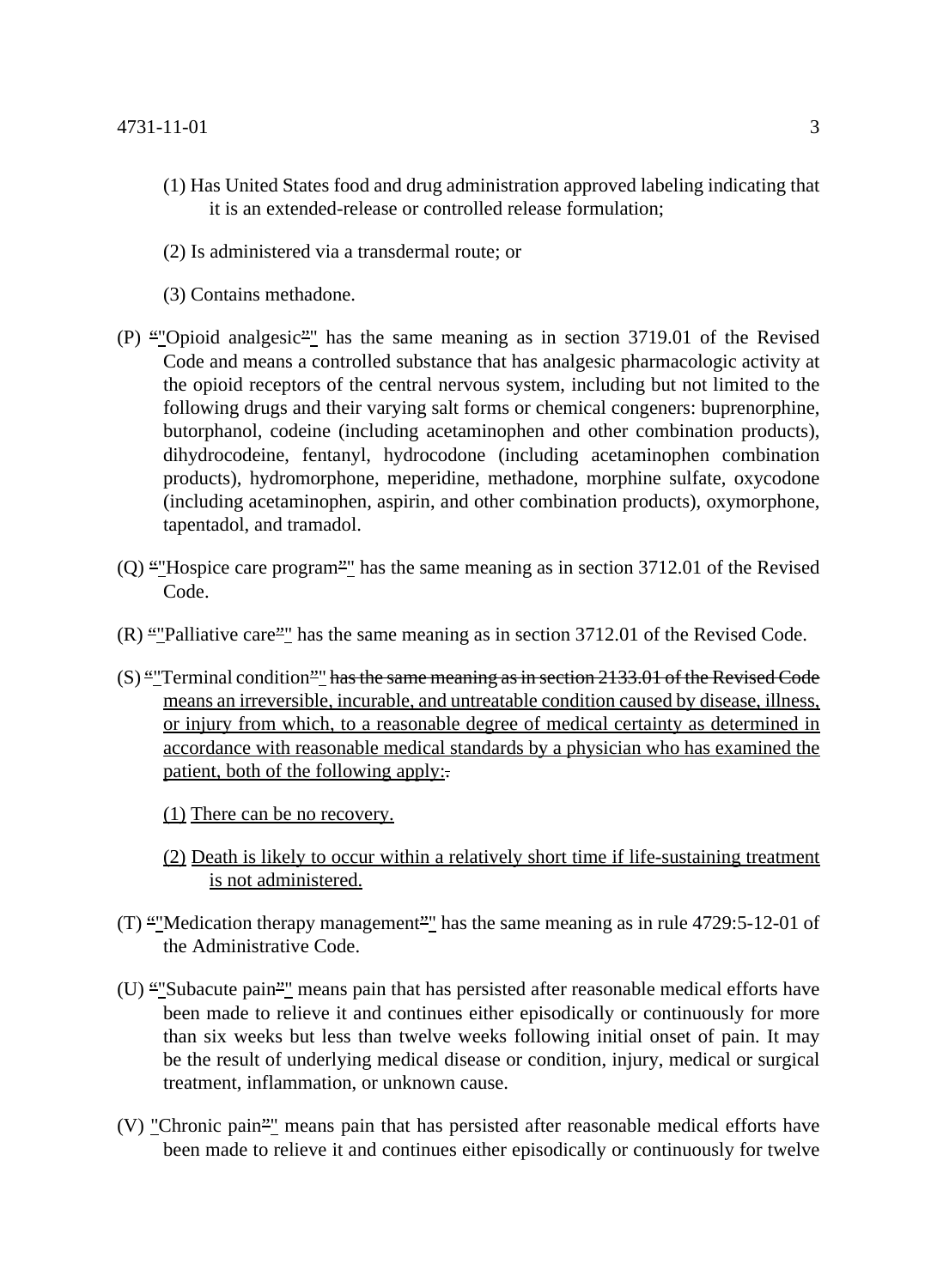(1) Has United States food and drug administration approved labeling indicating that it is an extended-release or controlled release formulation;

(2) Is administered via a transdermal route; or

(3) Contains methadone.

(P) ""Opioid analgesic"" has the same meaning as in section 3719.01 of the Revised Code and means a controlled substance that has analgesic pharmacologic activity at the opioid receptors of the central nervous system, including but not limited to the following drugs and their varying salt forms or chemical congeners: buprenorphine, butorphanol, codeine (including acetaminophen and other combination products), dihydrocodeine, fentanyl, hydrocodone (including acetaminophen combination products), hydromorphone, meperidine, methadone, morphine sulfate, oxycodone (including acetaminophen, aspirin, and other combination products), oxymorphone, tapentadol, and tramadol.

(Q) ""Hospice care program"" has the same meaning as in section 3712.01 of the Revised Code.

(R) ""Palliative care"" has the same meaning as in section 3712.01 of the Revised Code.

(S) ""Terminal condition"" ~~has the same meaning as in section 2133.01 of the Revised Code~~ means an irreversible, incurable, and untreatable condition caused by disease, illness, or injury from which, to a reasonable degree of medical certainty as determined in accordance with reasonable medical standards by a physician who has examined the patient, both of the following apply:~~.~~

(1) There can be no recovery.

(2) Death is likely to occur within a relatively short time if life-sustaining treatment is not administered.

(T) ""Medication therapy management"" has the same meaning as in rule 4729:5-12-01 of the Administrative Code.

(U) ""Subacute pain"" means pain that has persisted after reasonable medical efforts have been made to relieve it and continues either episodically or continuously for more than six weeks but less than twelve weeks following initial onset of pain. It may be the result of underlying medical disease or condition, injury, medical or surgical treatment, inflammation, or unknown cause.

(V) "Chronic pain"" means pain that has persisted after reasonable medical efforts have been made to relieve it and continues either episodically or continuously for twelve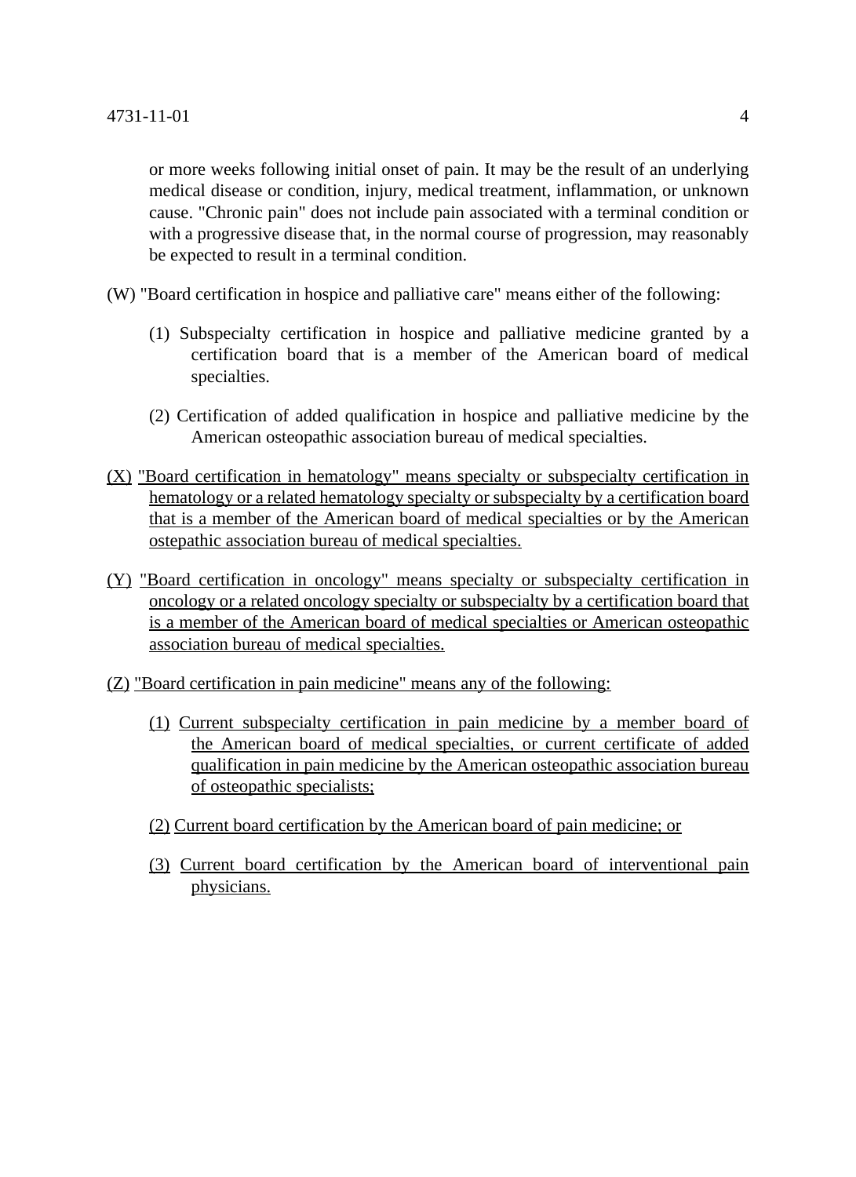or more weeks following initial onset of pain. It may be the result of an underlying medical disease or condition, injury, medical treatment, inflammation, or unknown cause. "Chronic pain" does not include pain associated with a terminal condition or with a progressive disease that, in the normal course of progression, may reasonably be expected to result in a terminal condition.

(W) "Board certification in hospice and palliative care" means either of the following:

(1) Subspecialty certification in hospice and palliative medicine granted by a certification board that is a member of the American board of medical specialties.

(2) Certification of added qualification in hospice and palliative medicine by the American osteopathic association bureau of medical specialties.

<u>(X) "Board certification in hematology" means specialty or subspecialty certification in hematology or a related hematology specialty or subspecialty by a certification board that is a member of the American board of medical specialties or by the American ostepathic association bureau of medical specialties.</u>

<u>(Y) "Board certification in oncology" means specialty or subspecialty certification in oncology or a related oncology specialty or subspecialty by a certification board that is a member of the American board of medical specialties or American osteopathic association bureau of medical specialties.</u>

<u>(Z) "Board certification in pain medicine" means any of the following:</u>

<u>(1) Current subspecialty certification in pain medicine by a member board of the American board of medical specialties, or current certificate of added qualification in pain medicine by the American osteopathic association bureau of osteopathic specialists;</u>

<u>(2) Current board certification by the American board of pain medicine; or</u>

<u>(3) Current board certification by the American board of interventional pain physicians.</u>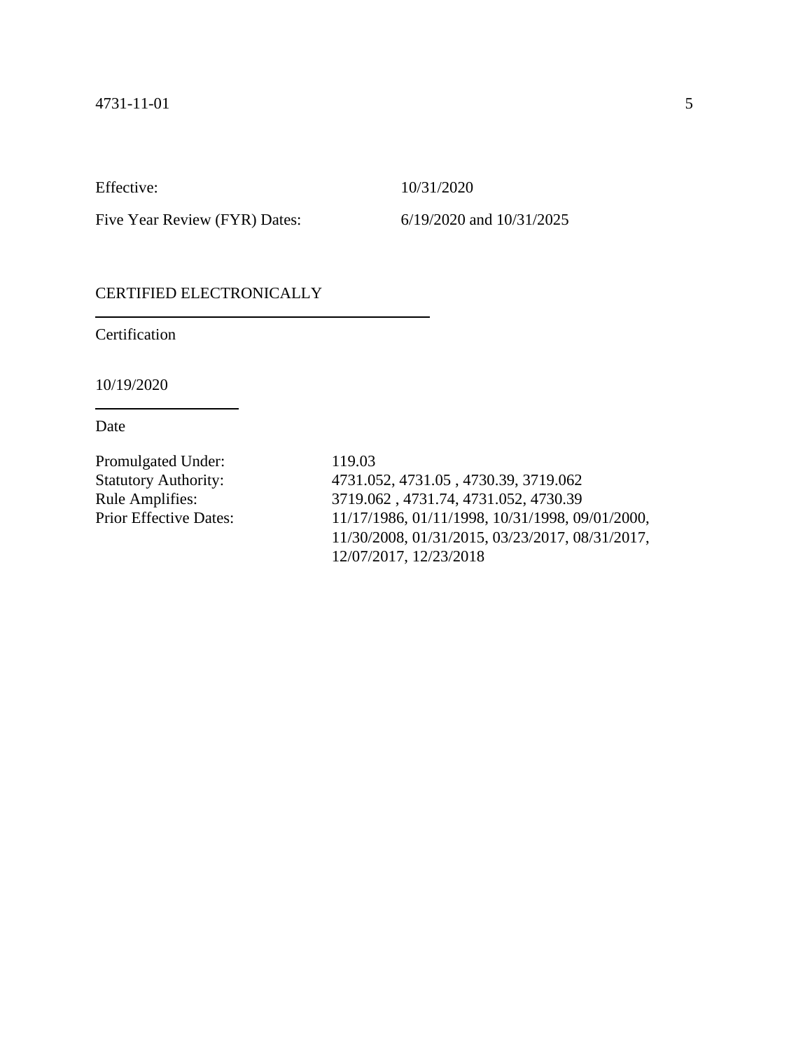| | |
|---|---|
| Effective: | 10/31/2020 |
| Five Year Review (FYR) Dates: | 6/19/2020 and 10/31/2025 |

CERTIFIED ELECTRONICALLY

---

Certification

10/19/2020

---

Date

| | |
|---|---|
| Promulgated Under: | 119.03 |
| Statutory Authority: | 4731.052, 4731.05 , 4730.39, 3719.062 |
| Rule Amplifies: | 3719.062 , 4731.74, 4731.052, 4730.39 |
| Prior Effective Dates: | 11/17/1986, 01/11/1998, 10/31/1998, 09/01/2000, 11/30/2008, 01/31/2015, 03/23/2017, 08/31/2017, 12/07/2017, 12/23/2018 |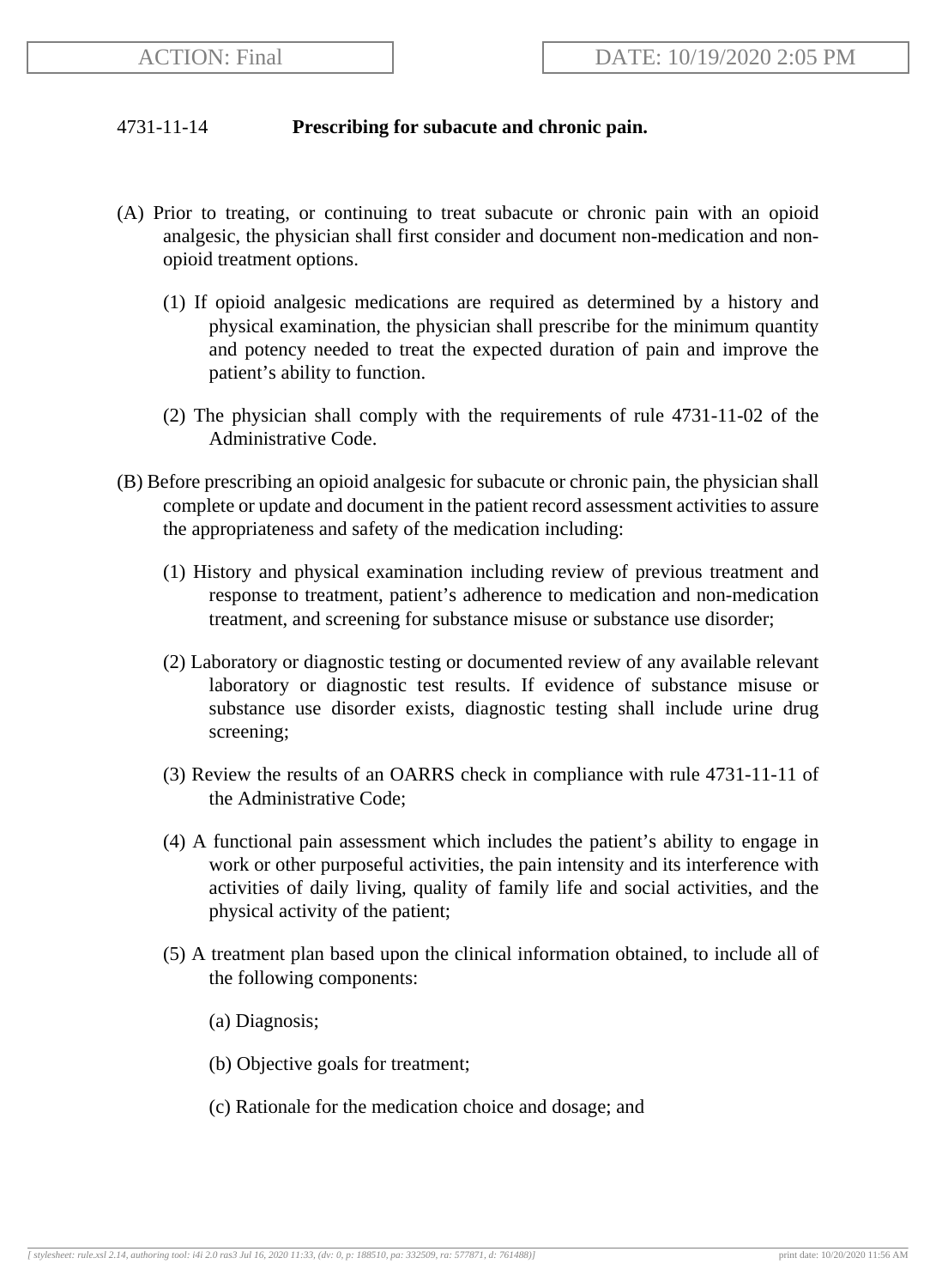4731-11-14 **Prescribing for subacute and chronic pain.**

(A) Prior to treating, or continuing to treat subacute or chronic pain with an opioid analgesic, the physician shall first consider and document non-medication and non-opioid treatment options.

(1) If opioid analgesic medications are required as determined by a history and physical examination, the physician shall prescribe for the minimum quantity and potency needed to treat the expected duration of pain and improve the patient's ability to function.

(2) The physician shall comply with the requirements of rule 4731-11-02 of the Administrative Code.

(B) Before prescribing an opioid analgesic for subacute or chronic pain, the physician shall complete or update and document in the patient record assessment activities to assure the appropriateness and safety of the medication including:

(1) History and physical examination including review of previous treatment and response to treatment, patient's adherence to medication and non-medication treatment, and screening for substance misuse or substance use disorder;

(2) Laboratory or diagnostic testing or documented review of any available relevant laboratory or diagnostic test results. If evidence of substance misuse or substance use disorder exists, diagnostic testing shall include urine drug screening;

(3) Review the results of an OARRS check in compliance with rule 4731-11-11 of the Administrative Code;

(4) A functional pain assessment which includes the patient's ability to engage in work or other purposeful activities, the pain intensity and its interference with activities of daily living, quality of family life and social activities, and the physical activity of the patient;

(5) A treatment plan based upon the clinical information obtained, to include all of the following components:

(a) Diagnosis;

(b) Objective goals for treatment;

(c) Rationale for the medication choice and dosage; and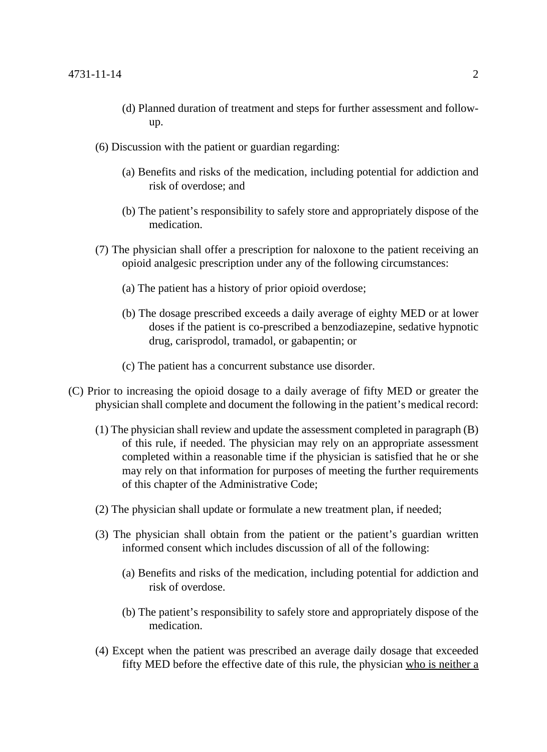(d) Planned duration of treatment and steps for further assessment and follow-up.

(6) Discussion with the patient or guardian regarding:

(a) Benefits and risks of the medication, including potential for addiction and risk of overdose; and

(b) The patient's responsibility to safely store and appropriately dispose of the medication.

(7) The physician shall offer a prescription for naloxone to the patient receiving an opioid analgesic prescription under any of the following circumstances:

(a) The patient has a history of prior opioid overdose;

(b) The dosage prescribed exceeds a daily average of eighty MED or at lower doses if the patient is co-prescribed a benzodiazepine, sedative hypnotic drug, carisprodol, tramadol, or gabapentin; or

(c) The patient has a concurrent substance use disorder.

(C) Prior to increasing the opioid dosage to a daily average of fifty MED or greater the physician shall complete and document the following in the patient's medical record:

(1) The physician shall review and update the assessment completed in paragraph (B) of this rule, if needed. The physician may rely on an appropriate assessment completed within a reasonable time if the physician is satisfied that he or she may rely on that information for purposes of meeting the further requirements of this chapter of the Administrative Code;

(2) The physician shall update or formulate a new treatment plan, if needed;

(3) The physician shall obtain from the patient or the patient's guardian written informed consent which includes discussion of all of the following:

(a) Benefits and risks of the medication, including potential for addiction and risk of overdose.

(b) The patient's responsibility to safely store and appropriately dispose of the medication.

(4) Except when the patient was prescribed an average daily dosage that exceeded fifty MED before the effective date of this rule, the physician who is neither a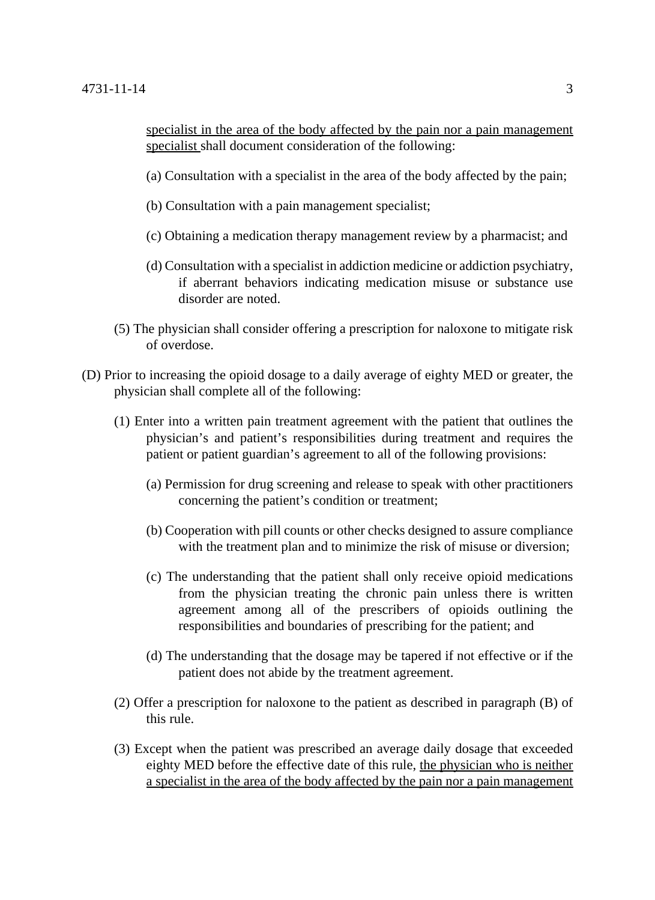specialist in the area of the body affected by the pain nor a pain management specialist shall document consideration of the following:

(a) Consultation with a specialist in the area of the body affected by the pain;

(b) Consultation with a pain management specialist;

(c) Obtaining a medication therapy management review by a pharmacist; and

(d) Consultation with a specialist in addiction medicine or addiction psychiatry, if aberrant behaviors indicating medication misuse or substance use disorder are noted.

(5) The physician shall consider offering a prescription for naloxone to mitigate risk of overdose.

(D) Prior to increasing the opioid dosage to a daily average of eighty MED or greater, the physician shall complete all of the following:

(1) Enter into a written pain treatment agreement with the patient that outlines the physician's and patient's responsibilities during treatment and requires the patient or patient guardian's agreement to all of the following provisions:

(a) Permission for drug screening and release to speak with other practitioners concerning the patient's condition or treatment;

(b) Cooperation with pill counts or other checks designed to assure compliance with the treatment plan and to minimize the risk of misuse or diversion;

(c) The understanding that the patient shall only receive opioid medications from the physician treating the chronic pain unless there is written agreement among all of the prescribers of opioids outlining the responsibilities and boundaries of prescribing for the patient; and

(d) The understanding that the dosage may be tapered if not effective or if the patient does not abide by the treatment agreement.

(2) Offer a prescription for naloxone to the patient as described in paragraph (B) of this rule.

(3) Except when the patient was prescribed an average daily dosage that exceeded eighty MED before the effective date of this rule, the physician who is neither a specialist in the area of the body affected by the pain nor a pain management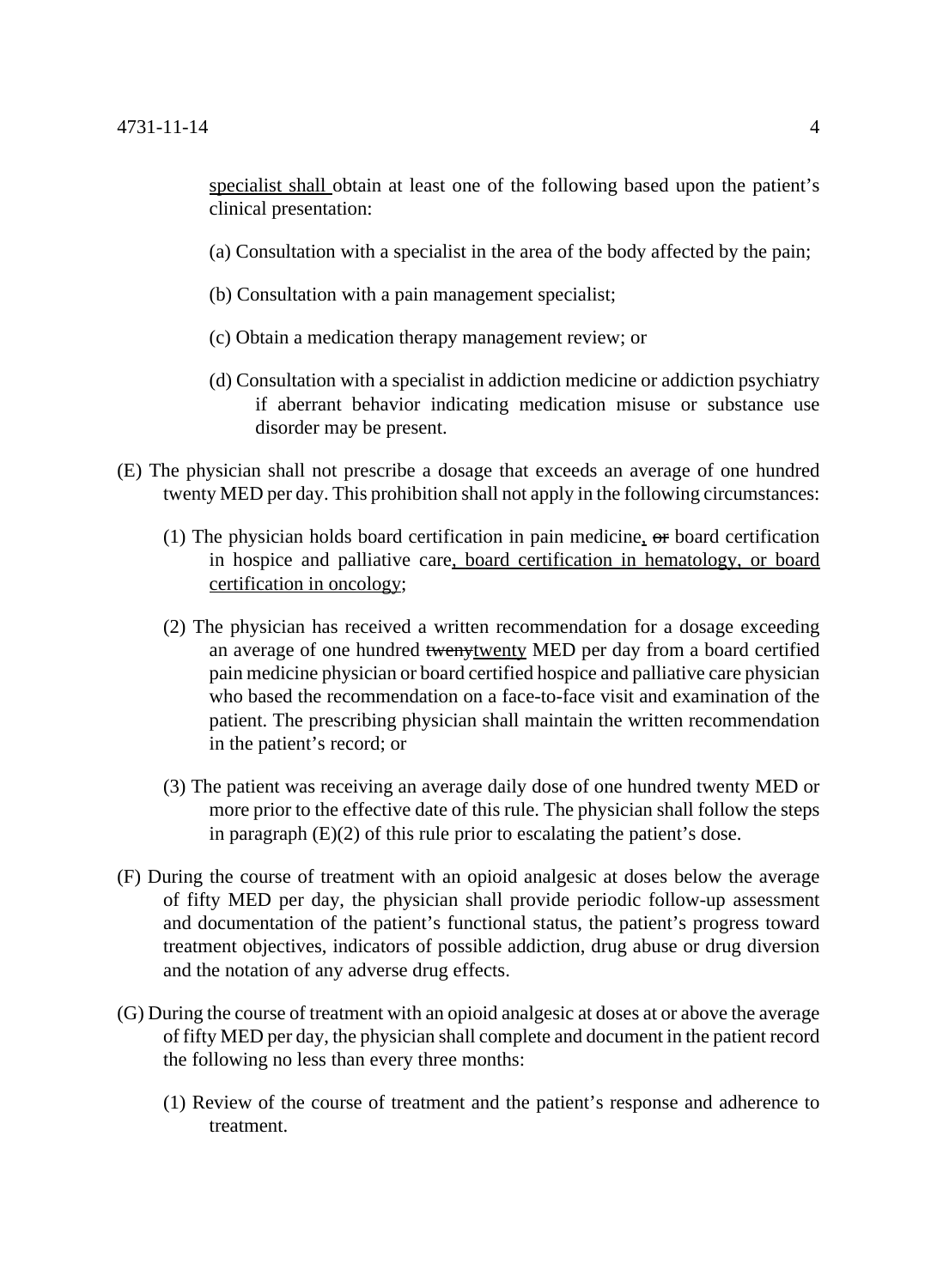specialist shall obtain at least one of the following based upon the patient's clinical presentation:

(a) Consultation with a specialist in the area of the body affected by the pain;

(b) Consultation with a pain management specialist;

(c) Obtain a medication therapy management review; or

(d) Consultation with a specialist in addiction medicine or addiction psychiatry if aberrant behavior indicating medication misuse or substance use disorder may be present.

(E) The physician shall not prescribe a dosage that exceeds an average of one hundred twenty MED per day. This prohibition shall not apply in the following circumstances:

(1) The physician holds board certification in pain medicine, ~~or~~ board certification in hospice and palliative care, board certification in hematology, or board certification in oncology;

(2) The physician has received a written recommendation for a dosage exceeding an average of one hundred ~~tweny~~twenty MED per day from a board certified pain medicine physician or board certified hospice and palliative care physician who based the recommendation on a face-to-face visit and examination of the patient. The prescribing physician shall maintain the written recommendation in the patient's record; or

(3) The patient was receiving an average daily dose of one hundred twenty MED or more prior to the effective date of this rule. The physician shall follow the steps in paragraph (E)(2) of this rule prior to escalating the patient's dose.

(F) During the course of treatment with an opioid analgesic at doses below the average of fifty MED per day, the physician shall provide periodic follow-up assessment and documentation of the patient's functional status, the patient's progress toward treatment objectives, indicators of possible addiction, drug abuse or drug diversion and the notation of any adverse drug effects.

(G) During the course of treatment with an opioid analgesic at doses at or above the average of fifty MED per day, the physician shall complete and document in the patient record the following no less than every three months:

(1) Review of the course of treatment and the patient's response and adherence to treatment.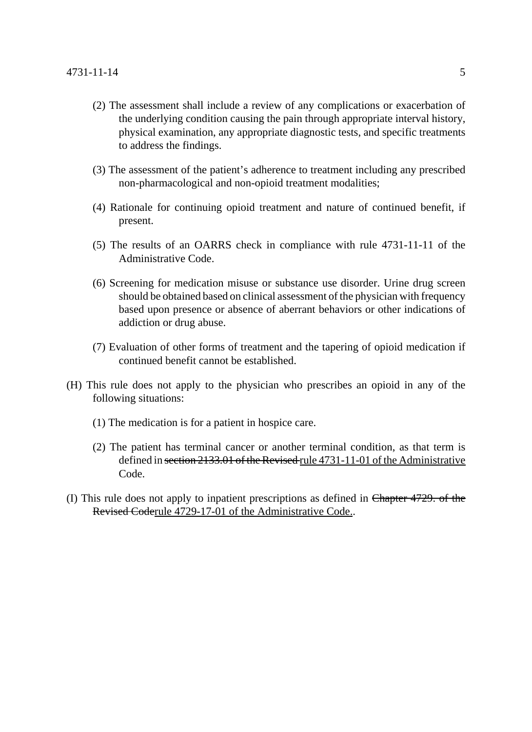(2) The assessment shall include a review of any complications or exacerbation of the underlying condition causing the pain through appropriate interval history, physical examination, any appropriate diagnostic tests, and specific treatments to address the findings.

(3) The assessment of the patient's adherence to treatment including any prescribed non-pharmacological and non-opioid treatment modalities;

(4) Rationale for continuing opioid treatment and nature of continued benefit, if present.

(5) The results of an OARRS check in compliance with rule 4731-11-11 of the Administrative Code.

(6) Screening for medication misuse or substance use disorder. Urine drug screen should be obtained based on clinical assessment of the physician with frequency based upon presence or absence of aberrant behaviors or other indications of addiction or drug abuse.

(7) Evaluation of other forms of treatment and the tapering of opioid medication if continued benefit cannot be established.

(H) This rule does not apply to the physician who prescribes an opioid in any of the following situations:

(1) The medication is for a patient in hospice care.

(2) The patient has terminal cancer or another terminal condition, as that term is defined in ~~section 2133.01 of the Revised~~ <u>rule 4731-11-01 of the Administrative</u> Code.

(I) This rule does not apply to inpatient prescriptions as defined in ~~Chapter 4729. of the Revised Code~~<u>rule 4729-17-01 of the Administrative Code.</u>.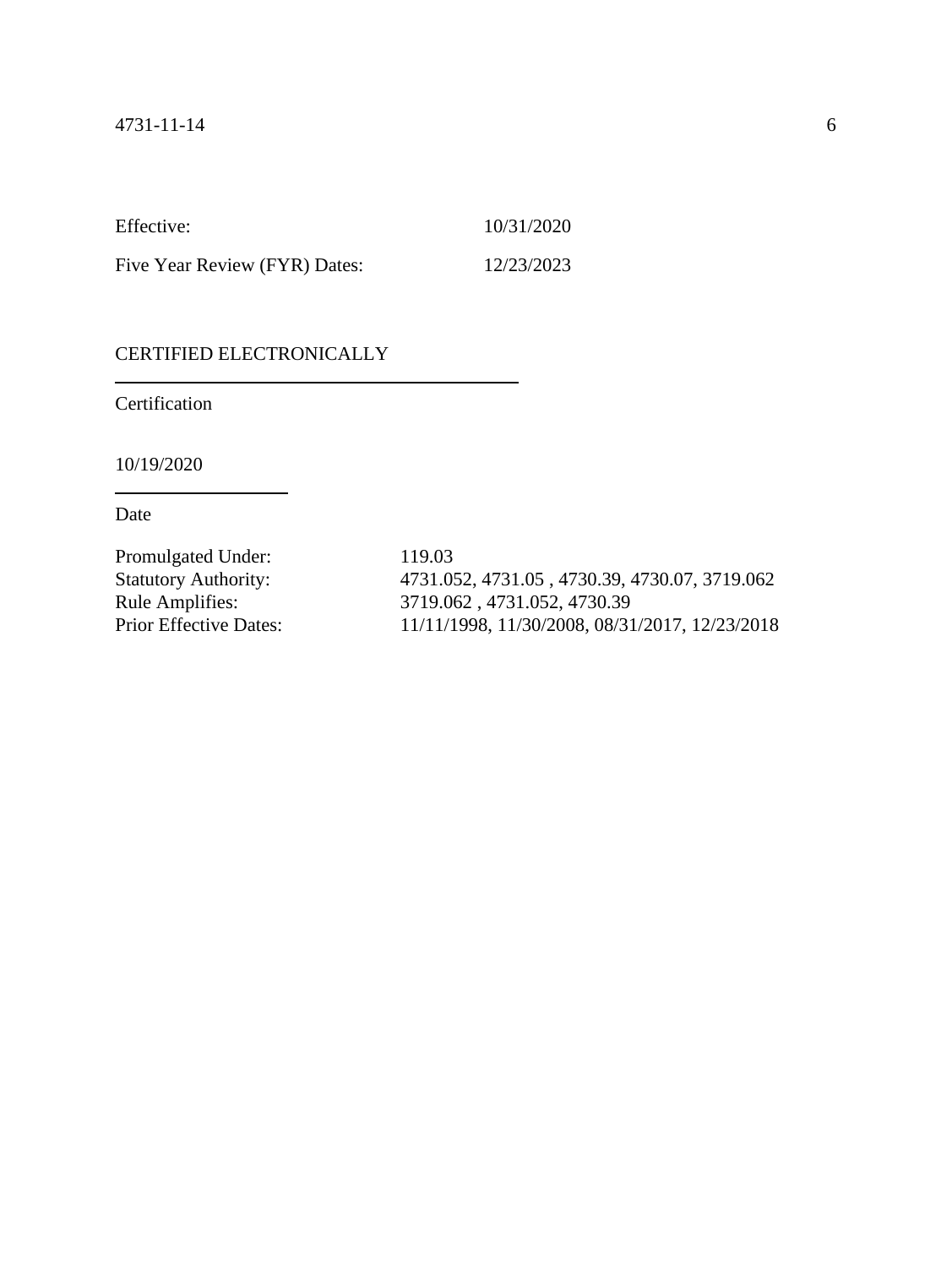Effective: 10/31/2020

Five Year Review (FYR) Dates: 12/23/2023

CERTIFIED ELECTRONICALLY

Certification

10/19/2020

Date

Promulgated Under: 119.03
Statutory Authority: 4731.052, 4731.05 , 4730.39, 4730.07, 3719.062
Rule Amplifies: 3719.062 , 4731.052, 4730.39
Prior Effective Dates: 11/11/1998, 11/30/2008, 08/31/2017, 12/23/2018